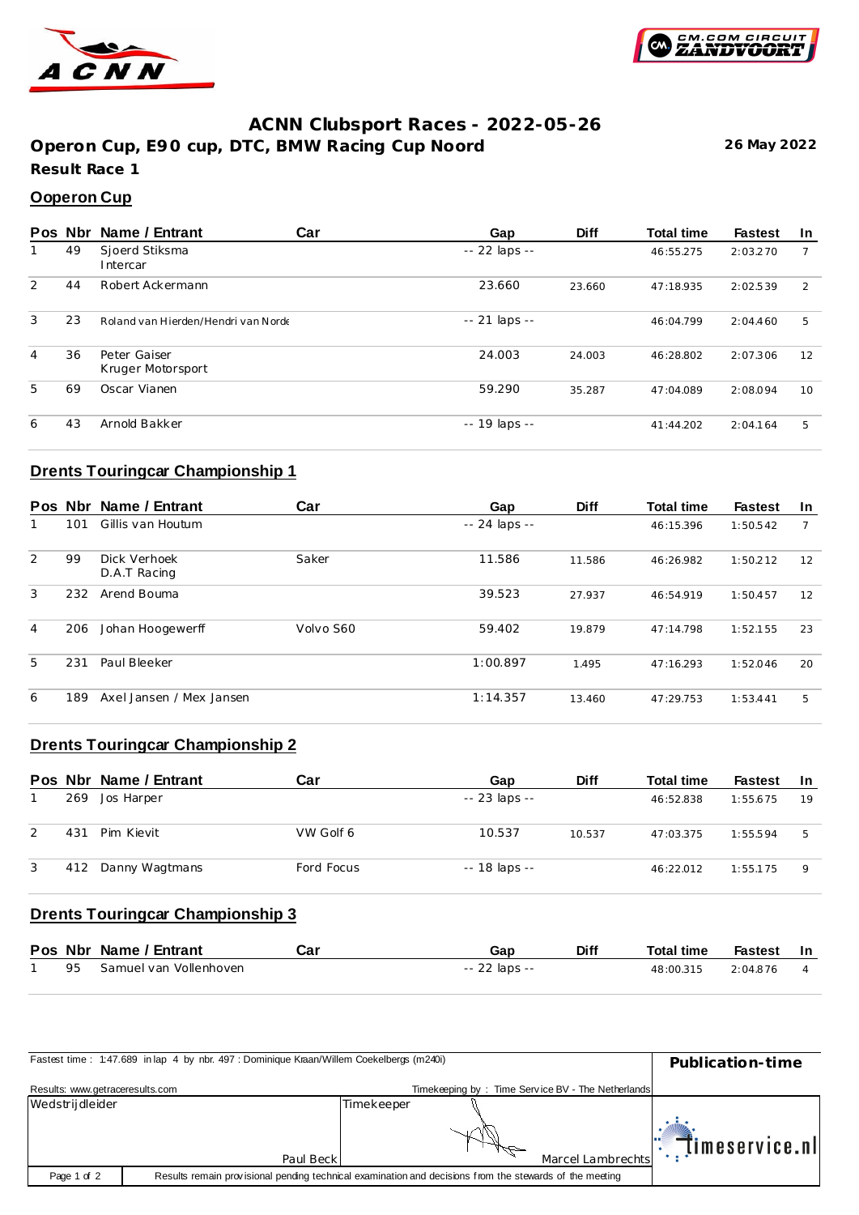# ACNN Clubsport Races - 2022-05-26

## Operon Cup, E90 cup, DTC, BMW Racing Cup Noord

**26 May 2022**

**Result Race 1**

### Ooperon Cup

| Pos | Nbr | Name / Entrant | Car | Gap | Diff | Total time | Fastest | In |
|---|---|---|---|---|---|---|---|---|
| 1 | 49 | Sjoerd Stiksma<br>Intercar | | -- 22 laps -- | | 46:55.275 | 2:03.270 | 7 |
| 2 | 44 | Robert Ackermann | | 23.660 | 23.660 | 47:18.935 | 2:02.539 | 2 |
| 3 | 23 | Roland van Hierden/Hendri van Norde | | -- 21 laps -- | | 46:04.799 | 2:04.460 | 5 |
| 4 | 36 | Peter Gaiser<br>Kruger Motorsport | | 24.003 | 24.003 | 46:28.802 | 2:07.306 | 12 |
| 5 | 69 | Oscar Vianen | | 59.290 | 35.287 | 47:04.089 | 2:08.094 | 10 |
| 6 | 43 | Arnold Bakker | | -- 19 laps -- | | 41:44.202 | 2:04.164 | 5 |

### Drents Touringcar Championship 1

| Pos | Nbr | Name / Entrant | Car | Gap | Diff | Total time | Fastest | In |
|---|---|---|---|---|---|---|---|---|
| 1 | 101 | Gillis van Houtum | | -- 24 laps -- | | 46:15.396 | 1:50.542 | 7 |
| 2 | 99 | Dick Verhoek<br>D.A.T Racing | Saker | 11.586 | 11.586 | 46:26.982 | 1:50.212 | 12 |
| 3 | 232 | Arend Bouma | | 39.523 | 27.937 | 46:54.919 | 1:50.457 | 12 |
| 4 | 206 | Johan Hoogewerff | Volvo S60 | 59.402 | 19.879 | 47:14.798 | 1:52.155 | 23 |
| 5 | 231 | Paul Bleeker | | 1:00.897 | 1.495 | 47:16.293 | 1:52.046 | 20 |
| 6 | 189 | Axel Jansen / Mex Jansen | | 1:14.357 | 13.460 | 47:29.753 | 1:53.441 | 5 |

### Drents Touringcar Championship 2

| Pos | Nbr | Name / Entrant | Car | Gap | Diff | Total time | Fastest | In |
|---|---|---|---|---|---|---|---|---|
| 1 | 269 | Jos Harper | | -- 23 laps -- | | 46:52.838 | 1:55.675 | 19 |
| 2 | 431 | Pim Kievit | VW Golf 6 | 10.537 | 10.537 | 47:03.375 | 1:55.594 | 5 |
| 3 | 412 | Danny Wagtmans | Ford Focus | -- 18 laps -- | | 46:22.012 | 1:55.175 | 9 |

### Drents Touringcar Championship 3

| Pos | Nbr | Name / Entrant | Car | Gap | Diff | Total time | Fastest | In |
|---|---|---|---|---|---|---|---|---|
| 1 | 95 | Samuel van Vollenhoven | | -- 22 laps -- | | 48:00.315 | 2:04.876 | 4 |

Fastest time : 1:47.689 in lap 4 by nbr. 497 : Dominique Kraan/Willem Coekelbergs (m240i)

**Publication-time**

Results: www.getraceresults.com

Timekeeping by : Time Service BV - The Netherlands

| Wedstrijdleider | Timekeeper |
|---|---|
| Paul Beck | Marcel Lambrechts |

Results remain provisional pending technical examination and decisions from the stewards of the meeting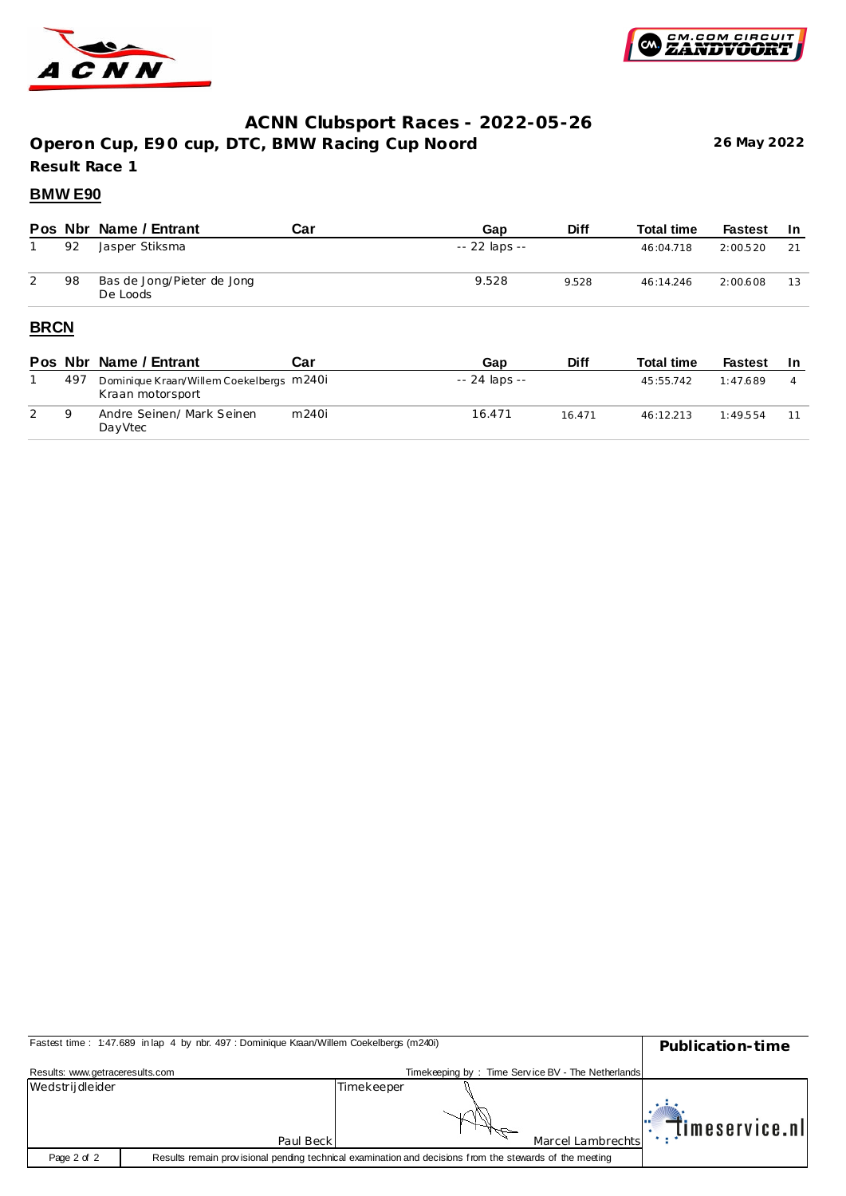# ACNN Clubsport Races - 2022-05-26

## Operon Cup, E90 cup, DTC, BMW Racing Cup Noord

**26 May 2022**

**Result Race 1**

### BMW E90

| Pos | Nbr | Name / Entrant | Car | Gap | Diff | Total time | Fastest | In |
|---|---|---|---|---|---|---|---|---|
| 1 | 92 | Jasper Stiksma | | -- 22 laps -- | | 46:04.718 | 2:00.520 | 21 |
| 2 | 98 | Bas de Jong/Pieter de Jong<br>De Loods | | 9.528 | 9.528 | 46:14.246 | 2:00.608 | 13 |

### BRCN

| Pos | Nbr | Name / Entrant | Car | Gap | Diff | Total time | Fastest | In |
|---|---|---|---|---|---|---|---|---|
| 1 | 497 | Dominique Kraan/Willem Coekelbergs<br>Kraan motorsport | m240i | -- 24 laps -- | | 45:55.742 | 1:47.689 | 4 |
| 2 | 9 | Andre Seinen/ Mark Seinen<br>DayVtec | m240i | 16.471 | 16.471 | 46:12.213 | 1:49.554 | 11 |

Fastest time : 1:47.689 in lap 4 by nbr. 497 : Dominique Kraan/Willem Coekelbergs (m240i)

**Publication-time**

Results: www.getraceresults.com

Timekeeping by : Time Service BV - The Netherlands

| Wedstrijdleider | Timekeeper |
|---|---|
| Paul Beck | Marcel Lambrechts |

timeservice.nl

Results remain provisional pending technical examination and decisions from the stewards of the meeting